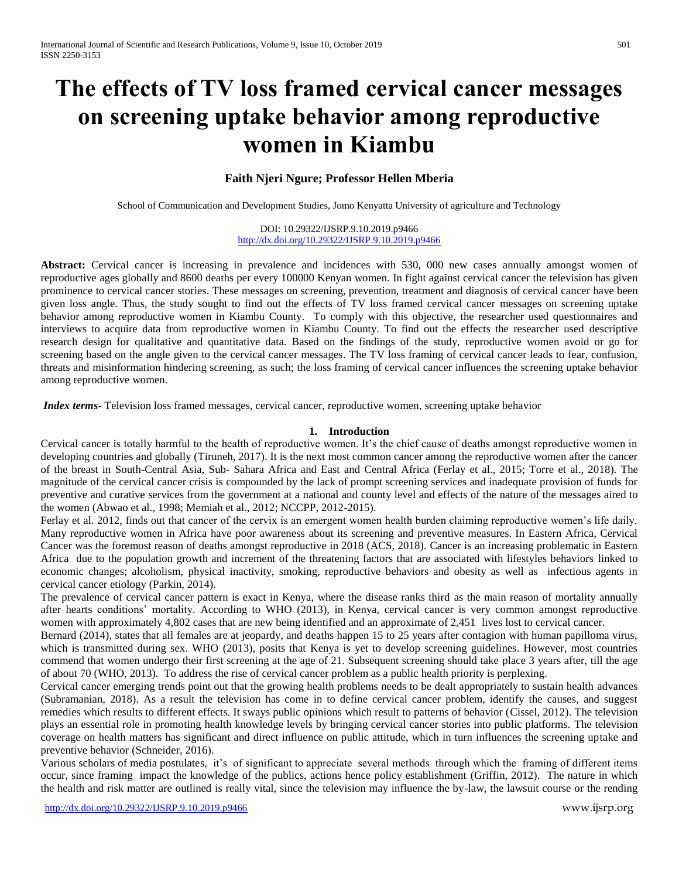# The effects of TV loss framed cervical cancer messages on screening uptake behavior among reproductive women in Kiambu

**Faith Njeri Ngure; Professor Hellen Mberia**

School of Communication and Development Studies, Jomo Kenyatta University of agriculture and Technology

DOI: 10.29322/IJSRP.9.10.2019.p9466
http://dx.doi.org/10.29322/IJSRP.9.10.2019.p9466

**Abstract:** Cervical cancer is increasing in prevalence and incidences with 530, 000 new cases annually amongst women of reproductive ages globally and 8600 deaths per every 100000 Kenyan women. In fight against cervical cancer the television has given prominence to cervical cancer stories. These messages on screening, prevention, treatment and diagnosis of cervical cancer have been given loss angle. Thus, the study sought to find out the effects of TV loss framed cervical cancer messages on screening uptake behavior among reproductive women in Kiambu County. To comply with this objective, the researcher used questionnaires and interviews to acquire data from reproductive women in Kiambu County. To find out the effects the researcher used descriptive research design for qualitative and quantitative data. Based on the findings of the study, reproductive women avoid or go for screening based on the angle given to the cervical cancer messages. The TV loss framing of cervical cancer leads to fear, confusion, threats and misinformation hindering screening, as such; the loss framing of cervical cancer influences the screening uptake behavior among reproductive women.

***Index terms-*** Television loss framed messages, cervical cancer, reproductive women, screening uptake behavior

## 1. Introduction

Cervical cancer is totally harmful to the health of reproductive women. It's the chief cause of deaths amongst reproductive women in developing countries and globally (Tiruneh, 2017). It is the next most common cancer among the reproductive women after the cancer of the breast in South-Central Asia, Sub- Sahara Africa and East and Central Africa (Ferlay et al., 2015; Torre et al., 2018). The magnitude of the cervical cancer crisis is compounded by the lack of prompt screening services and inadequate provision of funds for preventive and curative services from the government at a national and county level and effects of the nature of the messages aired to the women (Abwao et al., 1998; Memiah et al., 2012; NCCPP, 2012-2015).

Ferlay et al. 2012, finds out that cancer of the cervix is an emergent women health burden claiming reproductive women's life daily. Many reproductive women in Africa have poor awareness about its screening and preventive measures. In Eastern Africa, Cervical Cancer was the foremost reason of deaths amongst reproductive in 2018 (ACS, 2018). Cancer is an increasing problematic in Eastern Africa due to the population growth and increment of the threatening factors that are associated with lifestyles behaviors linked to economic changes; alcoholism, physical inactivity, smoking, reproductive behaviors and obesity as well as infectious agents in cervical cancer etiology (Parkin, 2014).

The prevalence of cervical cancer pattern is exact in Kenya, where the disease ranks third as the main reason of mortality annually after hearts conditions' mortality. According to WHO (2013), in Kenya, cervical cancer is very common amongst reproductive women with approximately 4,802 cases that are new being identified and an approximate of 2,451 lives lost to cervical cancer.

Bernard (2014), states that all females are at jeopardy, and deaths happen 15 to 25 years after contagion with human papilloma virus, which is transmitted during sex. WHO (2013), posits that Kenya is yet to develop screening guidelines. However, most countries commend that women undergo their first screening at the age of 21. Subsequent screening should take place 3 years after, till the age of about 70 (WHO, 2013). To address the rise of cervical cancer problem as a public health priority is perplexing.

Cervical cancer emerging trends point out that the growing health problems needs to be dealt appropriately to sustain health advances (Subramanian, 2018). As a result the television has come in to define cervical cancer problem, identify the causes, and suggest remedies which results to different effects. It sways public opinions which result to patterns of behavior (Cissel, 2012). The television plays an essential role in promoting health knowledge levels by bringing cervical cancer stories into public platforms. The television coverage on health matters has significant and direct influence on public attitude, which in turn influences the screening uptake and preventive behavior (Schneider, 2016).

Various scholars of media postulates, it's of significant to appreciate several methods through which the framing of different items occur, since framing impact the knowledge of the publics, actions hence policy establishment (Griffin, 2012). The nature in which the health and risk matter are outlined is really vital, since the television may influence the by-law, the lawsuit course or the rending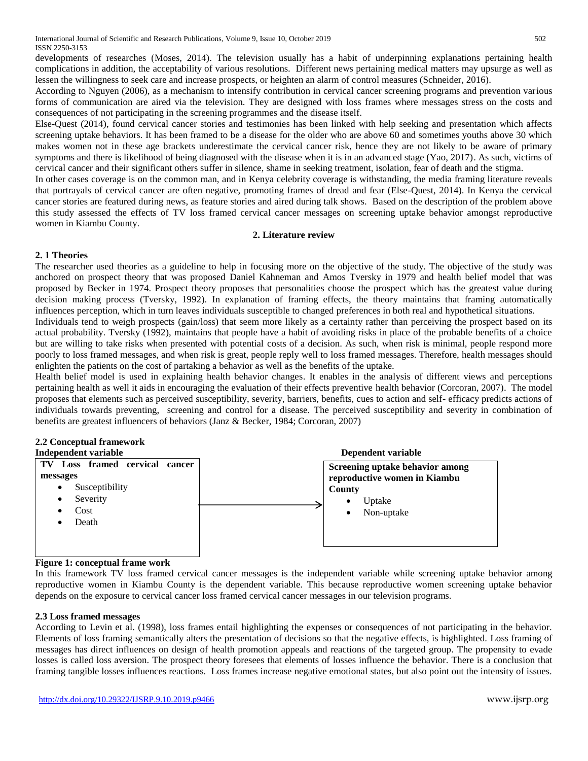developments of researches (Moses, 2014). The television usually has a habit of underpinning explanations pertaining health complications in addition, the acceptability of various resolutions. Different news pertaining medical matters may upsurge as well as lessen the willingness to seek care and increase prospects, or heighten an alarm of control measures (Schneider, 2016).

According to Nguyen (2006), as a mechanism to intensify contribution in cervical cancer screening programs and prevention various forms of communication are aired via the television. They are designed with loss frames where messages stress on the costs and consequences of not participating in the screening programmes and the disease itself.

Else-Quest (2014), found cervical cancer stories and testimonies has been linked with help seeking and presentation which affects screening uptake behaviors. It has been framed to be a disease for the older who are above 60 and sometimes youths above 30 which makes women not in these age brackets underestimate the cervical cancer risk, hence they are not likely to be aware of primary symptoms and there is likelihood of being diagnosed with the disease when it is in an advanced stage (Yao, 2017). As such, victims of cervical cancer and their significant others suffer in silence, shame in seeking treatment, isolation, fear of death and the stigma.

In other cases coverage is on the common man, and in Kenya celebrity coverage is withstanding, the media framing literature reveals that portrayals of cervical cancer are often negative, promoting frames of dread and fear (Else-Quest, 2014). In Kenya the cervical cancer stories are featured during news, as feature stories and aired during talk shows. Based on the description of the problem above this study assessed the effects of TV loss framed cervical cancer messages on screening uptake behavior amongst reproductive women in Kiambu County.

## 2. Literature review

### 2. 1 Theories

The researcher used theories as a guideline to help in focusing more on the objective of the study. The objective of the study was anchored on prospect theory that was proposed Daniel Kahneman and Amos Tversky in 1979 and health belief model that was proposed by Becker in 1974. Prospect theory proposes that personalities choose the prospect which has the greatest value during decision making process (Tversky, 1992). In explanation of framing effects, the theory maintains that framing automatically influences perception, which in turn leaves individuals susceptible to changed preferences in both real and hypothetical situations.

Individuals tend to weigh prospects (gain/loss) that seem more likely as a certainty rather than perceiving the prospect based on its actual probability. Tversky (1992), maintains that people have a habit of avoiding risks in place of the probable benefits of a choice but are willing to take risks when presented with potential costs of a decision. As such, when risk is minimal, people respond more poorly to loss framed messages, and when risk is great, people reply well to loss framed messages. Therefore, health messages should enlighten the patients on the cost of partaking a behavior as well as the benefits of the uptake.

Health belief model is used in explaining health behavior changes. It enables in the analysis of different views and perceptions pertaining health as well it aids in encouraging the evaluation of their effects preventive health behavior (Corcoran, 2007). The model proposes that elements such as perceived susceptibility, severity, barriers, benefits, cues to action and self- efficacy predicts actions of individuals towards preventing, screening and control for a disease. The perceived susceptibility and severity in combination of benefits are greatest influencers of behaviors (Janz & Becker, 1984; Corcoran, 2007)

### 2.2 Conceptual framework

| Independent variable | | Dependent variable |
|---|---|---|
| **TV Loss framed cervical cancer messages**<br>• Susceptibility<br>• Severity<br>• Cost<br>• Death | → | **Screening uptake behavior among reproductive women in Kiambu County**<br>• Uptake<br>• Non-uptake |

**Figure 1: conceptual frame work**

In this framework TV loss framed cervical cancer messages is the independent variable while screening uptake behavior among reproductive women in Kiambu County is the dependent variable. This because reproductive women screening uptake behavior depends on the exposure to cervical cancer loss framed cervical cancer messages in our television programs.

### 2.3 Loss framed messages

According to Levin et al. (1998), loss frames entail highlighting the expenses or consequences of not participating in the behavior. Elements of loss framing semantically alters the presentation of decisions so that the negative effects, is highlighted. Loss framing of messages has direct influences on design of health promotion appeals and reactions of the targeted group. The propensity to evade losses is called loss aversion. The prospect theory foresees that elements of losses influence the behavior. There is a conclusion that framing tangible losses influences reactions. Loss frames increase negative emotional states, but also point out the intensity of issues.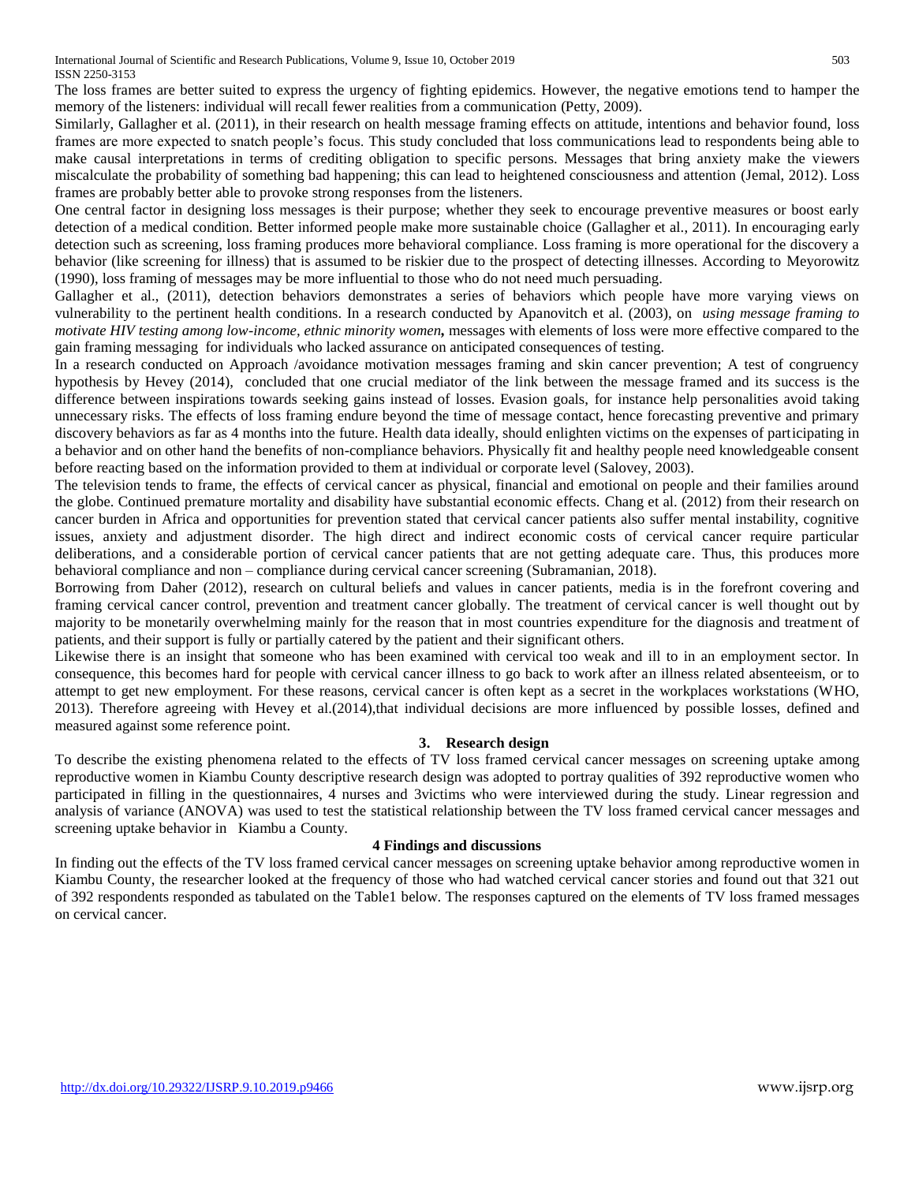The loss frames are better suited to express the urgency of fighting epidemics. However, the negative emotions tend to hamper the memory of the listeners: individual will recall fewer realities from a communication (Petty, 2009).

Similarly, Gallagher et al. (2011), in their research on health message framing effects on attitude, intentions and behavior found, loss frames are more expected to snatch people's focus. This study concluded that loss communications lead to respondents being able to make causal interpretations in terms of crediting obligation to specific persons. Messages that bring anxiety make the viewers miscalculate the probability of something bad happening; this can lead to heightened consciousness and attention (Jemal, 2012). Loss frames are probably better able to provoke strong responses from the listeners.

One central factor in designing loss messages is their purpose; whether they seek to encourage preventive measures or boost early detection of a medical condition. Better informed people make more sustainable choice (Gallagher et al., 2011). In encouraging early detection such as screening, loss framing produces more behavioral compliance. Loss framing is more operational for the discovery a behavior (like screening for illness) that is assumed to be riskier due to the prospect of detecting illnesses. According to Meyorowitz (1990), loss framing of messages may be more influential to those who do not need much persuading.

Gallagher et al., (2011), detection behaviors demonstrates a series of behaviors which people have more varying views on vulnerability to the pertinent health conditions. In a research conducted by Apanovitch et al. (2003), on *using message framing to motivate HIV testing among low-income, ethnic minority women,* messages with elements of loss were more effective compared to the gain framing messaging for individuals who lacked assurance on anticipated consequences of testing.

In a research conducted on Approach /avoidance motivation messages framing and skin cancer prevention; A test of congruency hypothesis by Hevey (2014), concluded that one crucial mediator of the link between the message framed and its success is the difference between inspirations towards seeking gains instead of losses. Evasion goals, for instance help personalities avoid taking unnecessary risks. The effects of loss framing endure beyond the time of message contact, hence forecasting preventive and primary discovery behaviors as far as 4 months into the future. Health data ideally, should enlighten victims on the expenses of participating in a behavior and on other hand the benefits of non-compliance behaviors. Physically fit and healthy people need knowledgeable consent before reacting based on the information provided to them at individual or corporate level (Salovey, 2003).

The television tends to frame, the effects of cervical cancer as physical, financial and emotional on people and their families around the globe. Continued premature mortality and disability have substantial economic effects. Chang et al. (2012) from their research on cancer burden in Africa and opportunities for prevention stated that cervical cancer patients also suffer mental instability, cognitive issues, anxiety and adjustment disorder. The high direct and indirect economic costs of cervical cancer require particular deliberations, and a considerable portion of cervical cancer patients that are not getting adequate care. Thus, this produces more behavioral compliance and non – compliance during cervical cancer screening (Subramanian, 2018).

Borrowing from Daher (2012), research on cultural beliefs and values in cancer patients, media is in the forefront covering and framing cervical cancer control, prevention and treatment cancer globally. The treatment of cervical cancer is well thought out by majority to be monetarily overwhelming mainly for the reason that in most countries expenditure for the diagnosis and treatment of patients, and their support is fully or partially catered by the patient and their significant others.

Likewise there is an insight that someone who has been examined with cervical too weak and ill to in an employment sector. In consequence, this becomes hard for people with cervical cancer illness to go back to work after an illness related absenteeism, or to attempt to get new employment. For these reasons, cervical cancer is often kept as a secret in the workplaces workstations (WHO, 2013). Therefore agreeing with Hevey et al.(2014),that individual decisions are more influenced by possible losses, defined and measured against some reference point.

## 3. Research design

To describe the existing phenomena related to the effects of TV loss framed cervical cancer messages on screening uptake among reproductive women in Kiambu County descriptive research design was adopted to portray qualities of 392 reproductive women who participated in filling in the questionnaires, 4 nurses and 3victims who were interviewed during the study. Linear regression and analysis of variance (ANOVA) was used to test the statistical relationship between the TV loss framed cervical cancer messages and screening uptake behavior in Kiambu a County.

## 4 Findings and discussions

In finding out the effects of the TV loss framed cervical cancer messages on screening uptake behavior among reproductive women in Kiambu County, the researcher looked at the frequency of those who had watched cervical cancer stories and found out that 321 out of 392 respondents responded as tabulated on the Table1 below. The responses captured on the elements of TV loss framed messages on cervical cancer.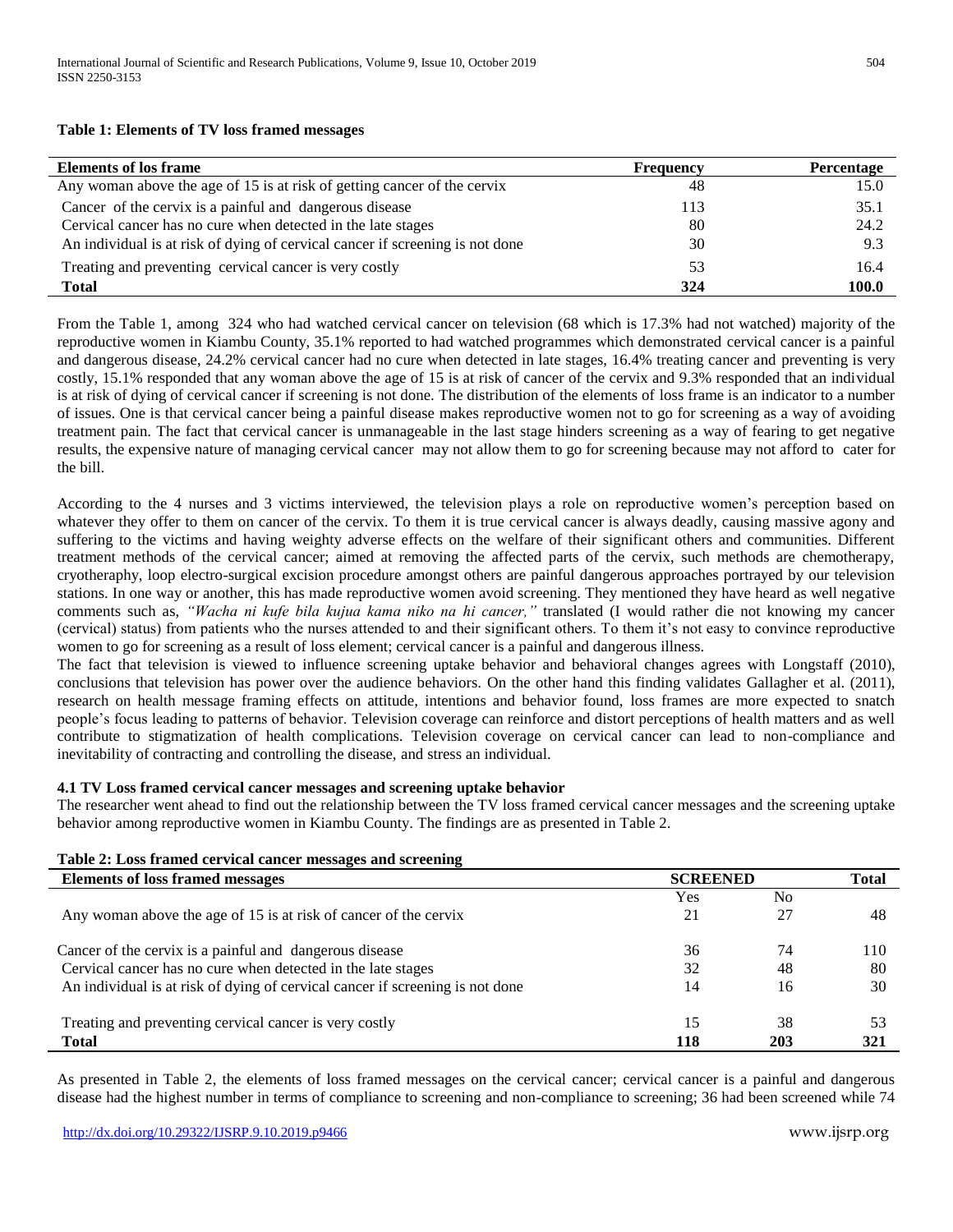**Table 1: Elements of TV loss framed messages**

| Elements of los frame | Frequency | Percentage |
|---|---|---|
| Any woman above the age of 15 is at risk of getting cancer of the cervix | 48 | 15.0 |
| Cancer of the cervix is a painful and dangerous disease | 113 | 35.1 |
| Cervical cancer has no cure when detected in the late stages | 80 | 24.2 |
| An individual is at risk of dying of cervical cancer if screening is not done | 30 | 9.3 |
| Treating and preventing cervical cancer is very costly | 53 | 16.4 |
| **Total** | **324** | **100.0** |

From the Table 1, among 324 who had watched cervical cancer on television (68 which is 17.3% had not watched) majority of the reproductive women in Kiambu County, 35.1% reported to had watched programmes which demonstrated cervical cancer is a painful and dangerous disease, 24.2% cervical cancer had no cure when detected in late stages, 16.4% treating cancer and preventing is very costly, 15.1% responded that any woman above the age of 15 is at risk of cancer of the cervix and 9.3% responded that an individual is at risk of dying of cervical cancer if screening is not done. The distribution of the elements of loss frame is an indicator to a number of issues. One is that cervical cancer being a painful disease makes reproductive women not to go for screening as a way of avoiding treatment pain. The fact that cervical cancer is unmanageable in the last stage hinders screening as a way of fearing to get negative results, the expensive nature of managing cervical cancer may not allow them to go for screening because may not afford to cater for the bill.

According to the 4 nurses and 3 victims interviewed, the television plays a role on reproductive women's perception based on whatever they offer to them on cancer of the cervix. To them it is true cervical cancer is always deadly, causing massive agony and suffering to the victims and having weighty adverse effects on the welfare of their significant others and communities. Different treatment methods of the cervical cancer; aimed at removing the affected parts of the cervix, such methods are chemotherapy, cryotheraphy, loop electro-surgical excision procedure amongst others are painful dangerous approaches portrayed by our television stations. In one way or another, this has made reproductive women avoid screening. They mentioned they have heard as well negative comments such as, *"Wacha ni kufe bila kujua kama niko na hi cancer,"* translated (I would rather die not knowing my cancer (cervical) status) from patients who the nurses attended to and their significant others. To them it's not easy to convince reproductive women to go for screening as a result of loss element; cervical cancer is a painful and dangerous illness.

The fact that television is viewed to influence screening uptake behavior and behavioral changes agrees with Longstaff (2010), conclusions that television has power over the audience behaviors. On the other hand this finding validates Gallagher et al. (2011), research on health message framing effects on attitude, intentions and behavior found, loss frames are more expected to snatch people's focus leading to patterns of behavior. Television coverage can reinforce and distort perceptions of health matters and as well contribute to stigmatization of health complications. Television coverage on cervical cancer can lead to non-compliance and inevitability of contracting and controlling the disease, and stress an individual.

### 4.1 TV Loss framed cervical cancer messages and screening uptake behavior

The researcher went ahead to find out the relationship between the TV loss framed cervical cancer messages and the screening uptake behavior among reproductive women in Kiambu County. The findings are as presented in Table 2.

**Table 2: Loss framed cervical cancer messages and screening**

| Elements of loss framed messages | SCREENED | | Total |
|---|---|---|---|
| | Yes | No | |
| Any woman above the age of 15 is at risk of cancer of the cervix | 21 | 27 | 48 |
| Cancer of the cervix is a painful and dangerous disease | 36 | 74 | 110 |
| Cervical cancer has no cure when detected in the late stages | 32 | 48 | 80 |
| An individual is at risk of dying of cervical cancer if screening is not done | 14 | 16 | 30 |
| Treating and preventing cervical cancer is very costly | 15 | 38 | 53 |
| **Total** | **118** | **203** | **321** |

As presented in Table 2, the elements of loss framed messages on the cervical cancer; cervical cancer is a painful and dangerous disease had the highest number in terms of compliance to screening and non-compliance to screening; 36 had been screened while 74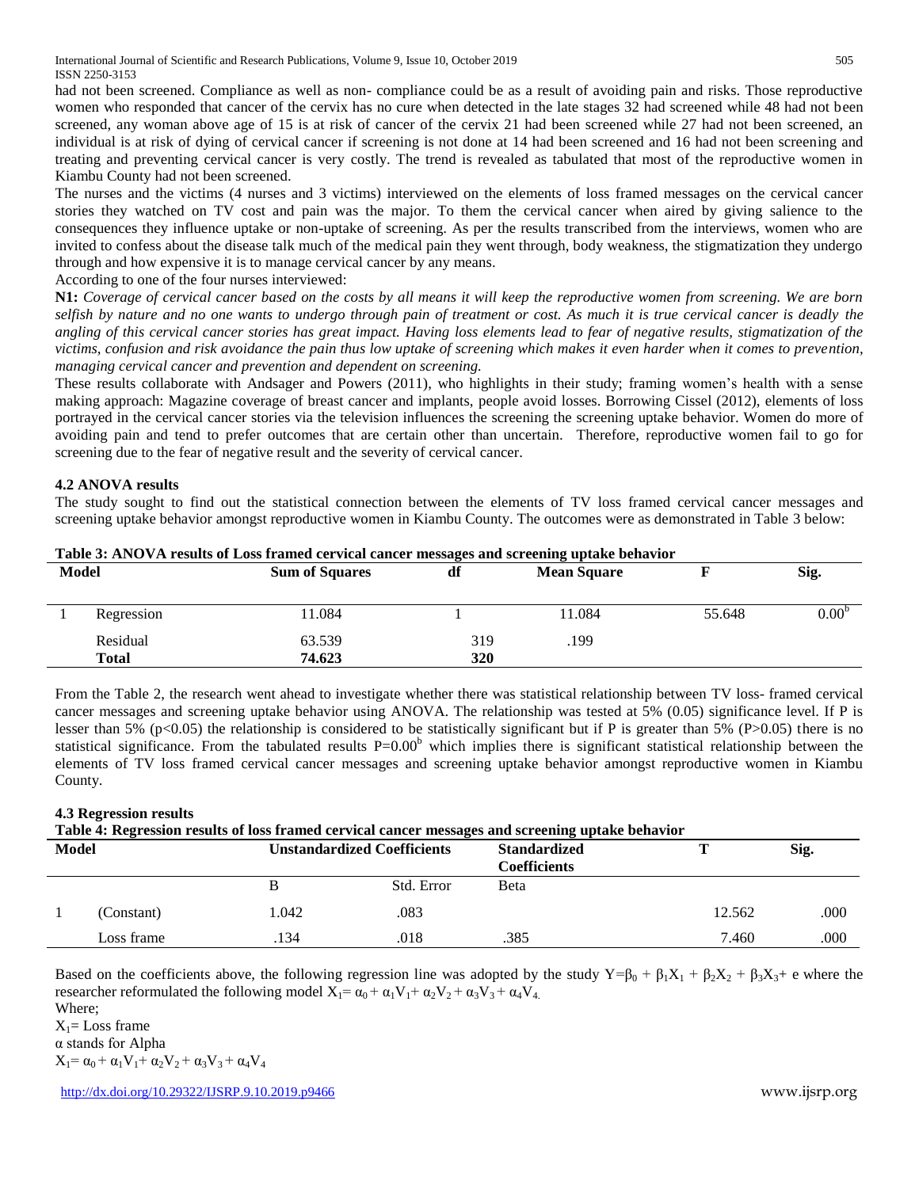had not been screened. Compliance as well as non- compliance could be as a result of avoiding pain and risks. Those reproductive women who responded that cancer of the cervix has no cure when detected in the late stages 32 had screened while 48 had not been screened, any woman above age of 15 is at risk of cancer of the cervix 21 had been screened while 27 had not been screened, an individual is at risk of dying of cervical cancer if screening is not done at 14 had been screened and 16 had not been screening and treating and preventing cervical cancer is very costly. The trend is revealed as tabulated that most of the reproductive women in Kiambu County had not been screened.

The nurses and the victims (4 nurses and 3 victims) interviewed on the elements of loss framed messages on the cervical cancer stories they watched on TV cost and pain was the major. To them the cervical cancer when aired by giving salience to the consequences they influence uptake or non-uptake of screening. As per the results transcribed from the interviews, women who are invited to confess about the disease talk much of the medical pain they went through, body weakness, the stigmatization they undergo through and how expensive it is to manage cervical cancer by any means.

According to one of the four nurses interviewed:

**N1:** *Coverage of cervical cancer based on the costs by all means it will keep the reproductive women from screening. We are born selfish by nature and no one wants to undergo through pain of treatment or cost. As much it is true cervical cancer is deadly the angling of this cervical cancer stories has great impact. Having loss elements lead to fear of negative results, stigmatization of the victims, confusion and risk avoidance the pain thus low uptake of screening which makes it even harder when it comes to prevention, managing cervical cancer and prevention and dependent on screening.*

These results collaborate with Andsager and Powers (2011), who highlights in their study; framing women's health with a sense making approach: Magazine coverage of breast cancer and implants, people avoid losses. Borrowing Cissel (2012), elements of loss portrayed in the cervical cancer stories via the television influences the screening the screening uptake behavior. Women do more of avoiding pain and tend to prefer outcomes that are certain other than uncertain. Therefore, reproductive women fail to go for screening due to the fear of negative result and the severity of cervical cancer.

### 4.2 ANOVA results

The study sought to find out the statistical connection between the elements of TV loss framed cervical cancer messages and screening uptake behavior amongst reproductive women in Kiambu County. The outcomes were as demonstrated in Table 3 below:

**Table 3: ANOVA results of Loss framed cervical cancer messages and screening uptake behavior**

| Model | | Sum of Squares | df | Mean Square | F | Sig. |
|---|---|---|---|---|---|---|
| 1 | Regression | 11.084 | 1 | 11.084 | 55.648 | 0.00[b] |
| | Residual | 63.539 | 319 | .199 | | |
| | **Total** | **74.623** | **320** | | | |

From the Table 2, the research went ahead to investigate whether there was statistical relationship between TV loss- framed cervical cancer messages and screening uptake behavior using ANOVA. The relationship was tested at 5% (0.05) significance level. If P is lesser than 5% ($p<0.05$) the relationship is considered to be statistically significant but if P is greater than 5% ($P>0.05$) there is no statistical significance. From the tabulated results P=0.00[b] which implies there is significant statistical relationship between the elements of TV loss framed cervical cancer messages and screening uptake behavior amongst reproductive women in Kiambu County.

### 4.3 Regression results

**Table 4: Regression results of loss framed cervical cancer messages and screening uptake behavior**

| Model | | Unstandardized Coefficients | | Standardized Coefficients | T | Sig. |
|---|---|---|---|---|---|---|
| | | B | Std. Error | Beta | | |
| 1 | (Constant) | 1.042 | .083 | | 12.562 | .000 |
| | Loss frame | .134 | .018 | .385 | 7.460 | .000 |

Based on the coefficients above, the following regression line was adopted by the study $Y=\beta_0 + \beta_1X_1 + \beta_2X_2 + \beta_3X_3 + e$ where the researcher reformulated the following model $X_1= \alpha_0 + \alpha_1V_1 + \alpha_2V_2 + \alpha_3V_3 + \alpha_4V_4$.

Where;

$X_1$= Loss frame

α stands for Alpha

$X_1= \alpha_0 + \alpha_1V_1 + \alpha_2V_2 + \alpha_3V_3 + \alpha_4V_4$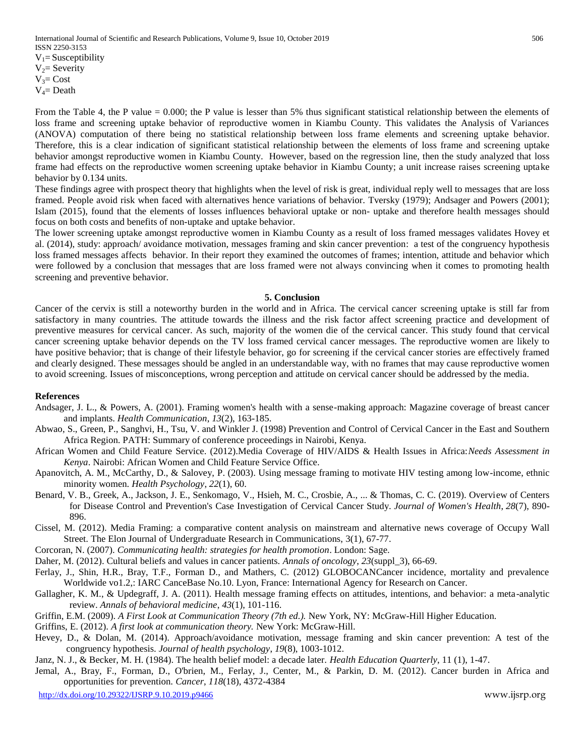$V_1$= Susceptibility
$V_2$= Severity
$V_3$= Cost
$V_4$= Death

From the Table 4, the P value = 0.000; the P value is lesser than 5% thus significant statistical relationship between the elements of loss frame and screening uptake behavior of reproductive women in Kiambu County. This validates the Analysis of Variances (ANOVA) computation of there being no statistical relationship between loss frame elements and screening uptake behavior. Therefore, this is a clear indication of significant statistical relationship between the elements of loss frame and screening uptake behavior amongst reproductive women in Kiambu County. However, based on the regression line, then the study analyzed that loss frame had effects on the reproductive women screening uptake behavior in Kiambu County; a unit increase raises screening uptake behavior by 0.134 units.

These findings agree with prospect theory that highlights when the level of risk is great, individual reply well to messages that are loss framed. People avoid risk when faced with alternatives hence variations of behavior. Tversky (1979); Andsager and Powers (2001); Islam (2015), found that the elements of losses influences behavioral uptake or non- uptake and therefore health messages should focus on both costs and benefits of non-uptake and uptake behavior.

The lower screening uptake amongst reproductive women in Kiambu County as a result of loss framed messages validates Hovey et al. (2014), study: approach/ avoidance motivation, messages framing and skin cancer prevention: a test of the congruency hypothesis loss framed messages affects behavior. In their report they examined the outcomes of frames; intention, attitude and behavior which were followed by a conclusion that messages that are loss framed were not always convincing when it comes to promoting health screening and preventive behavior.

## 5. Conclusion

Cancer of the cervix is still a noteworthy burden in the world and in Africa. The cervical cancer screening uptake is still far from satisfactory in many countries. The attitude towards the illness and the risk factor affect screening practice and development of preventive measures for cervical cancer. As such, majority of the women die of the cervical cancer. This study found that cervical cancer screening uptake behavior depends on the TV loss framed cervical cancer messages. The reproductive women are likely to have positive behavior; that is change of their lifestyle behavior, go for screening if the cervical cancer stories are effectively framed and clearly designed. These messages should be angled in an understandable way, with no frames that may cause reproductive women to avoid screening. Issues of misconceptions, wrong perception and attitude on cervical cancer should be addressed by the media.

## References

Andsager, J. L., & Powers, A. (2001). Framing women's health with a sense-making approach: Magazine coverage of breast cancer and implants. *Health Communication*, *13*(2), 163-185.

Abwao, S., Green, P., Sanghvi, H., Tsu, V. and Winkler J. (1998) Prevention and Control of Cervical Cancer in the East and Southern Africa Region. PATH: Summary of conference proceedings in Nairobi, Kenya.

African Women and Child Feature Service. (2012).Media Coverage of HIV/AIDS & Health Issues in Africa:*Needs Assessment in Kenya*. Nairobi: African Women and Child Feature Service Office.

Apanovitch, A. M., McCarthy, D., & Salovey, P. (2003). Using message framing to motivate HIV testing among low-income, ethnic minority women. *Health Psychology*, *22*(1), 60.

Benard, V. B., Greek, A., Jackson, J. E., Senkomago, V., Hsieh, M. C., Crosbie, A., ... & Thomas, C. C. (2019). Overview of Centers for Disease Control and Prevention's Case Investigation of Cervical Cancer Study. *Journal of Women's Health*, *28*(7), 890-896.

Cissel, M. (2012). Media Framing: a comparative content analysis on mainstream and alternative news coverage of Occupy Wall Street. The Elon Journal of Undergraduate Research in Communications, 3(1), 67-77.

Corcoran, N. (2007). *Communicating health: strategies for health promotion*. London: Sage.

Daher, M. (2012). Cultural beliefs and values in cancer patients. *Annals of oncology*, *23*(suppl_3), 66-69.

Ferlay, J., Shin, H.R., Bray, T.F., Forman D., and Mathers, C. (2012) GLOBOCANCancer incidence, mortality and prevalence Worldwide vo1.2,: IARC CanceBase No.10. Lyon, France: International Agency for Research on Cancer.

Gallagher, K. M., & Updegraff, J. A. (2011). Health message framing effects on attitudes, intentions, and behavior: a meta-analytic review. *Annals of behavioral medicine*, *43*(1), 101-116.

Griffin, E.M. (2009). *A First Look at Communication Theory (7th ed.).* New York, NY: McGraw-Hill Higher Education.

Griffins, E. (2012). *A first look at communication theory.* New York: McGraw-Hill.

Hevey, D., & Dolan, M. (2014). Approach/avoidance motivation, message framing and skin cancer prevention: A test of the congruency hypothesis. *Journal of health psychology*, *19*(8), 1003-1012.

Janz, N. J., & Becker, M. H. (1984). The health belief model: a decade later. *Health Education Quarterly*, 11 (1), 1-47.

Jemal, A., Bray, F., Forman, D., O'brien, M., Ferlay, J., Center, M., & Parkin, D. M. (2012). Cancer burden in Africa and opportunities for prevention. *Cancer*, *118*(18), 4372-4384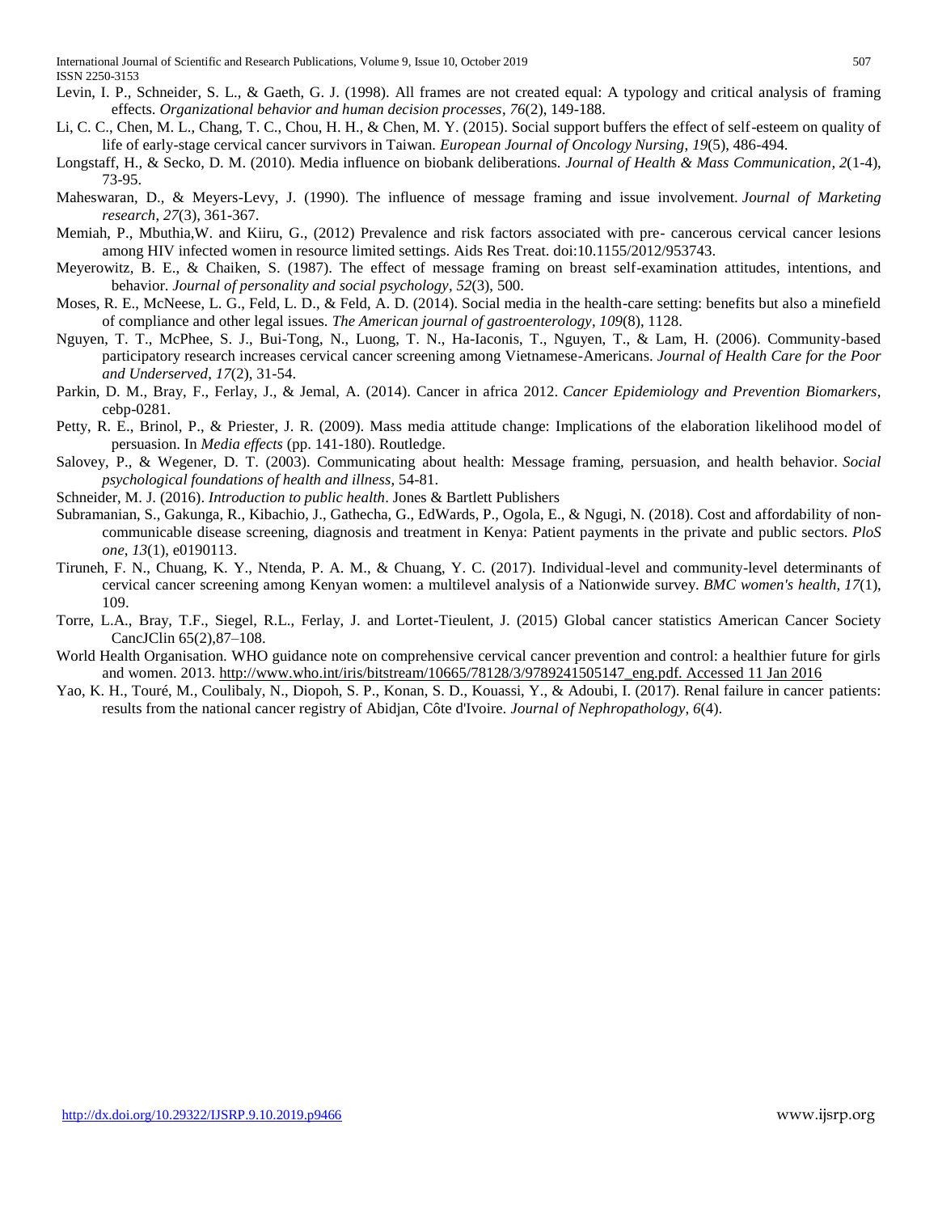Levin, I. P., Schneider, S. L., & Gaeth, G. J. (1998). All frames are not created equal: A typology and critical analysis of framing effects. *Organizational behavior and human decision processes*, *76*(2), 149-188.

Li, C. C., Chen, M. L., Chang, T. C., Chou, H. H., & Chen, M. Y. (2015). Social support buffers the effect of self-esteem on quality of life of early-stage cervical cancer survivors in Taiwan. *European Journal of Oncology Nursing*, *19*(5), 486-494.

Longstaff, H., & Secko, D. M. (2010). Media influence on biobank deliberations. *Journal of Health & Mass Communication*, *2*(1-4), 73-95.

Maheswaran, D., & Meyers-Levy, J. (1990). The influence of message framing and issue involvement. *Journal of Marketing research*, *27*(3), 361-367.

Memiah, P., Mbuthia,W. and Kiiru, G., (2012) Prevalence and risk factors associated with pre- cancerous cervical cancer lesions among HIV infected women in resource limited settings. Aids Res Treat. doi:10.1155/2012/953743.

Meyerowitz, B. E., & Chaiken, S. (1987). The effect of message framing on breast self-examination attitudes, intentions, and behavior. *Journal of personality and social psychology*, *52*(3), 500.

Moses, R. E., McNeese, L. G., Feld, L. D., & Feld, A. D. (2014). Social media in the health-care setting: benefits but also a minefield of compliance and other legal issues. *The American journal of gastroenterology*, *109*(8), 1128.

Nguyen, T. T., McPhee, S. J., Bui-Tong, N., Luong, T. N., Ha-Iaconis, T., Nguyen, T., & Lam, H. (2006). Community-based participatory research increases cervical cancer screening among Vietnamese-Americans. *Journal of Health Care for the Poor and Underserved*, *17*(2), 31-54.

Parkin, D. M., Bray, F., Ferlay, J., & Jemal, A. (2014). Cancer in africa 2012. *Cancer Epidemiology and Prevention Biomarkers*, cebp-0281.

Petty, R. E., Brinol, P., & Priester, J. R. (2009). Mass media attitude change: Implications of the elaboration likelihood model of persuasion. In *Media effects* (pp. 141-180). Routledge.

Salovey, P., & Wegener, D. T. (2003). Communicating about health: Message framing, persuasion, and health behavior. *Social psychological foundations of health and illness*, 54-81.

Schneider, M. J. (2016). *Introduction to public health*. Jones & Bartlett Publishers

Subramanian, S., Gakunga, R., Kibachio, J., Gathecha, G., EdWards, P., Ogola, E., & Ngugi, N. (2018). Cost and affordability of non-communicable disease screening, diagnosis and treatment in Kenya: Patient payments in the private and public sectors. *PloS one*, *13*(1), e0190113.

Tiruneh, F. N., Chuang, K. Y., Ntenda, P. A. M., & Chuang, Y. C. (2017). Individual-level and community-level determinants of cervical cancer screening among Kenyan women: a multilevel analysis of a Nationwide survey. *BMC women's health*, *17*(1), 109.

Torre, L.A., Bray, T.F., Siegel, R.L., Ferlay, J. and Lortet-Tieulent, J. (2015) Global cancer statistics American Cancer Society CancJClin 65(2),87–108.

World Health Organisation. WHO guidance note on comprehensive cervical cancer prevention and control: a healthier future for girls and women. 2013. http://www.who.int/iris/bitstream/10665/78128/3/9789241505147_eng.pdf. Accessed 11 Jan 2016

Yao, K. H., Touré, M., Coulibaly, N., Diopoh, S. P., Konan, S. D., Kouassi, Y., & Adoubi, I. (2017). Renal failure in cancer patients: results from the national cancer registry of Abidjan, Côte d'Ivoire. *Journal of Nephropathology*, *6*(4).